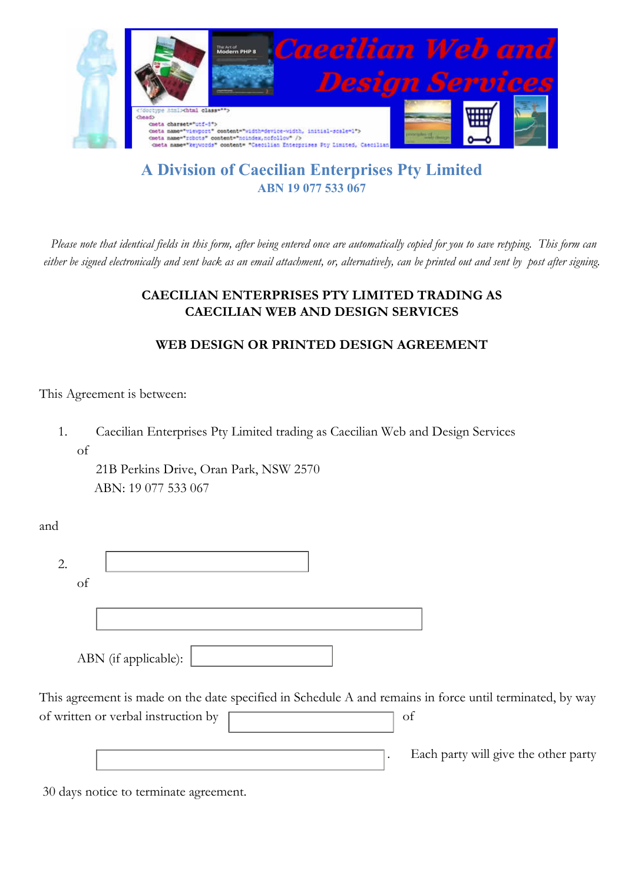# Caecilian Web and Design Services

## A Division of Caecilian Enterprises Pty Limited

**ABN 19 077 533 067**

*Please note that identical fields in this form, after being entered once are automatically copied for you to save retyping. This form can either be signed electronically and sent back as an email attachment, or, alternatively, can be printed out and sent by post after signing.*

**CAECILIAN ENTERPRISES PTY LIMITED TRADING AS CAECILIAN WEB AND DESIGN SERVICES**

**WEB DESIGN OR PRINTED DESIGN AGREEMENT**

This Agreement is between:

1. Caecilian Enterprises Pty Limited trading as Caecilian Web and Design Services
   of
   21B Perkins Drive, Oran Park, NSW 2570
   ABN: 19 077 533 067

and

2. ____________________
   of
   ____________________
   ABN (if applicable): ____________________

This agreement is made on the date specified in Schedule A and remains in force until terminated, by way of written or verbal instruction by ____________________ of ____________________. Each party will give the other party 30 days notice to terminate agreement.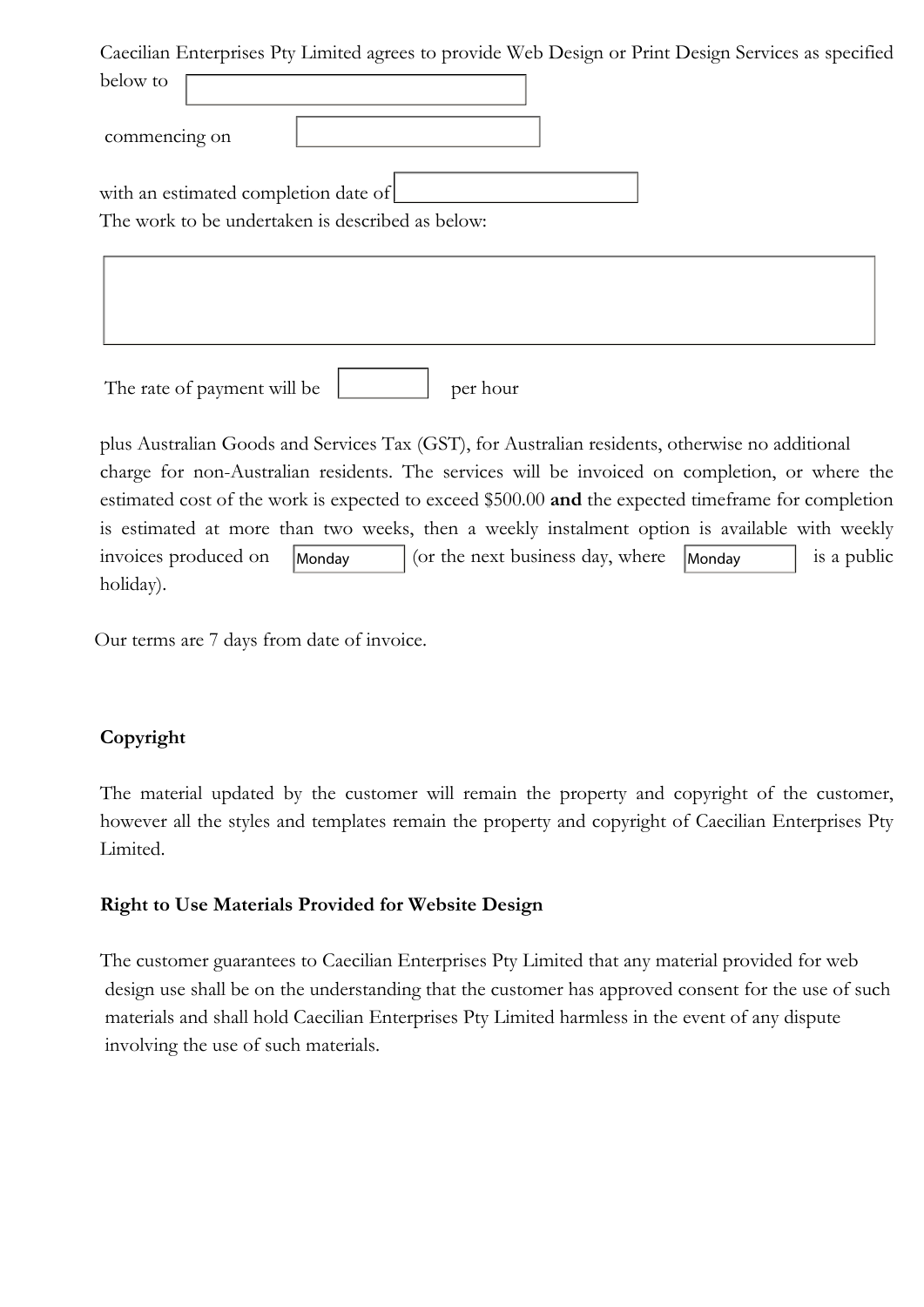Caecilian Enterprises Pty Limited agrees to provide Web Design or Print Design Services as specified below to

commencing on

with an estimated completion date of

The work to be undertaken is described as below:

The rate of payment will be per hour

plus Australian Goods and Services Tax (GST), for Australian residents, otherwise no additional charge for non-Australian residents. The services will be invoiced on completion, or where the estimated cost of the work is expected to exceed $500.00 **and** the expected timeframe for completion is estimated at more than two weeks, then a weekly instalment option is available with weekly invoices produced on Monday (or the next business day, where Monday is a public holiday).

Our terms are 7 days from date of invoice.

**Copyright**

The material updated by the customer will remain the property and copyright of the customer, however all the styles and templates remain the property and copyright of Caecilian Enterprises Pty Limited.

**Right to Use Materials Provided for Website Design**

The customer guarantees to Caecilian Enterprises Pty Limited that any material provided for web design use shall be on the understanding that the customer has approved consent for the use of such materials and shall hold Caecilian Enterprises Pty Limited harmless in the event of any dispute involving the use of such materials.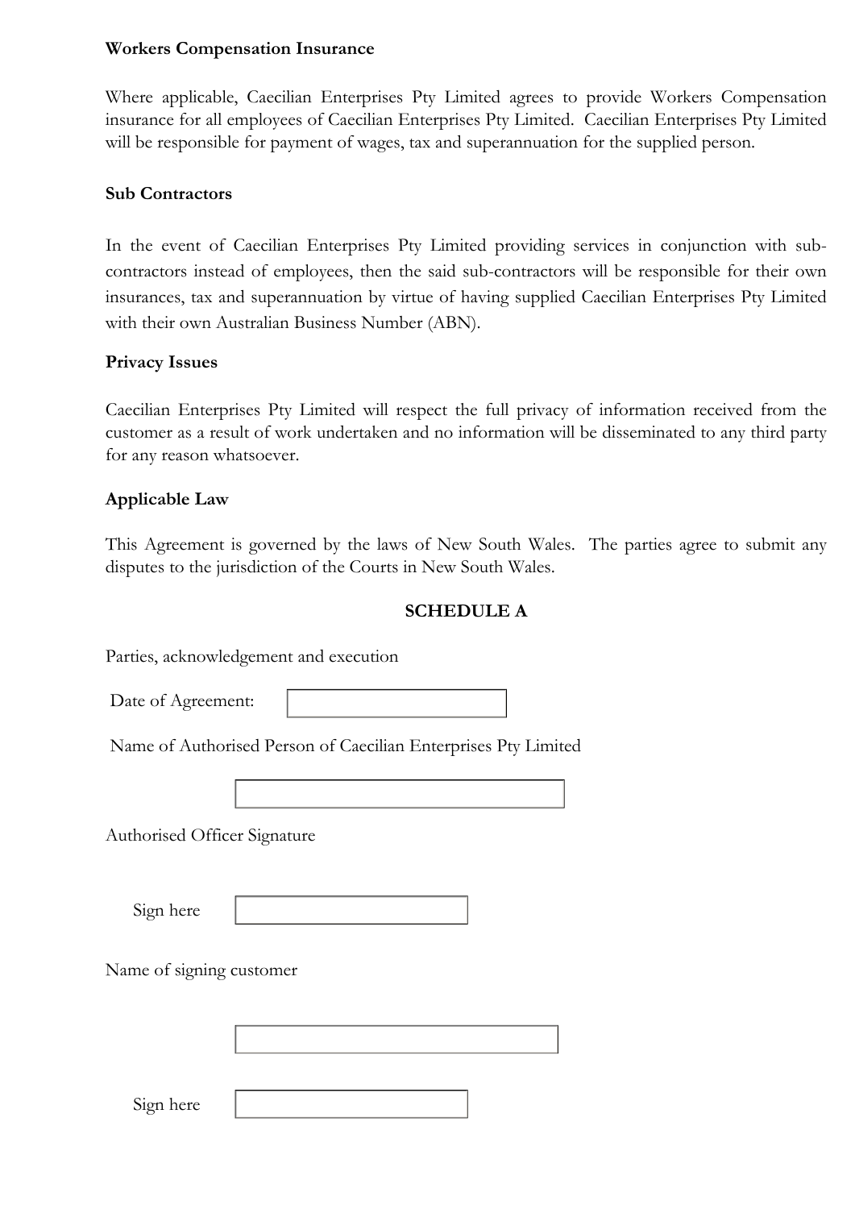**Workers Compensation Insurance**

Where applicable, Caecilian Enterprises Pty Limited agrees to provide Workers Compensation insurance for all employees of Caecilian Enterprises Pty Limited. Caecilian Enterprises Pty Limited will be responsible for payment of wages, tax and superannuation for the supplied person.

**Sub Contractors**

In the event of Caecilian Enterprises Pty Limited providing services in conjunction with sub-contractors instead of employees, then the said sub-contractors will be responsible for their own insurances, tax and superannuation by virtue of having supplied Caecilian Enterprises Pty Limited with their own Australian Business Number (ABN).

**Privacy Issues**

Caecilian Enterprises Pty Limited will respect the full privacy of information received from the customer as a result of work undertaken and no information will be disseminated to any third party for any reason whatsoever.

**Applicable Law**

This Agreement is governed by the laws of New South Wales. The parties agree to submit any disputes to the jurisdiction of the Courts in New South Wales.

**SCHEDULE A**

Parties, acknowledgement and execution

Date of Agreement: ____________________

Name of Authorised Person of Caecilian Enterprises Pty Limited

____________________

Authorised Officer Signature

Sign here ____________________

Name of signing customer

____________________

Sign here ____________________